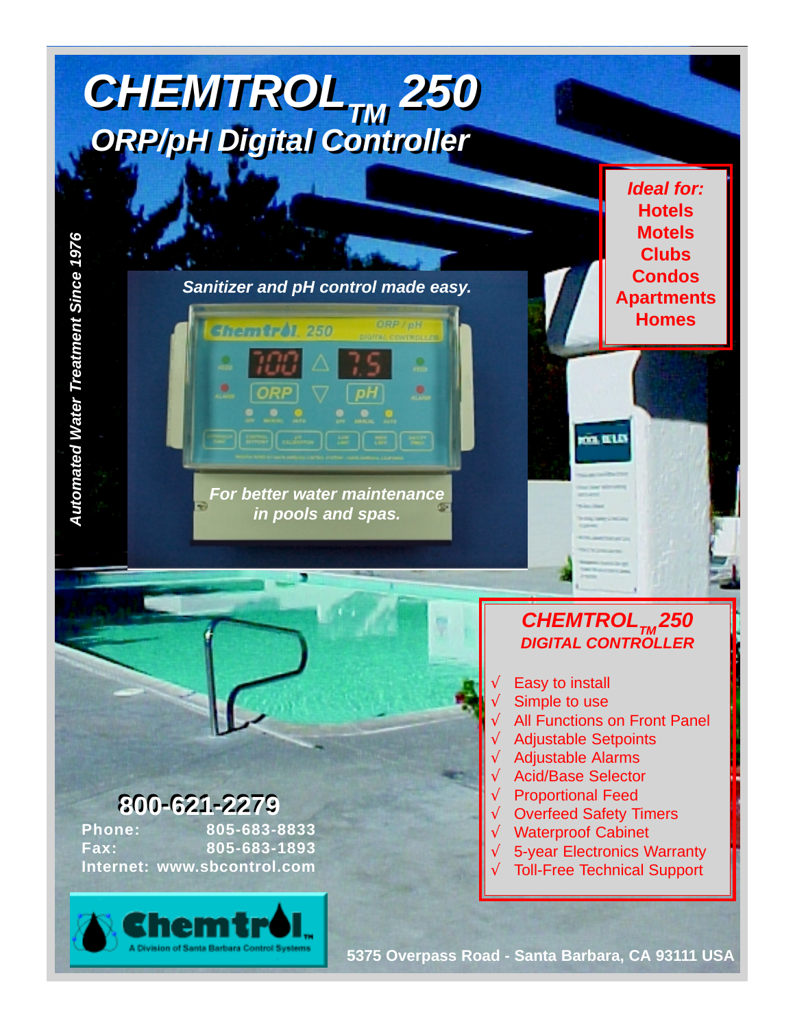# CHEMTROL™ 250

## ORP/pH Digital Controller

*Automated Water Treatment Since 1976*

*Sanitizer and pH control made easy.*

*For better water maintenance in pools and spas.*

**Ideal for:**

- Hotels
- Motels
- Clubs
- Condos
- Apartments
- Homes

### CHEMTROL™ 250 DIGITAL CONTROLLER

- √ Easy to install
- √ Simple to use
- √ All Functions on Front Panel
- √ Adjustable Setpoints
- √ Adjustable Alarms
- √ Acid/Base Selector
- √ Proportional Feed
- √ Overfeed Safety Timers
- √ Waterproof Cabinet
- √ 5-year Electronics Warranty
- √ Toll-Free Technical Support

**800-621-2279**

**Phone:** 805-683-8833
**Fax:** 805-683-1893
**Internet:** www.sbcontrol.com

**Chemtrol™**
A Division of Santa Barbara Control Systems

5375 Overpass Road - Santa Barbara, CA 93111 USA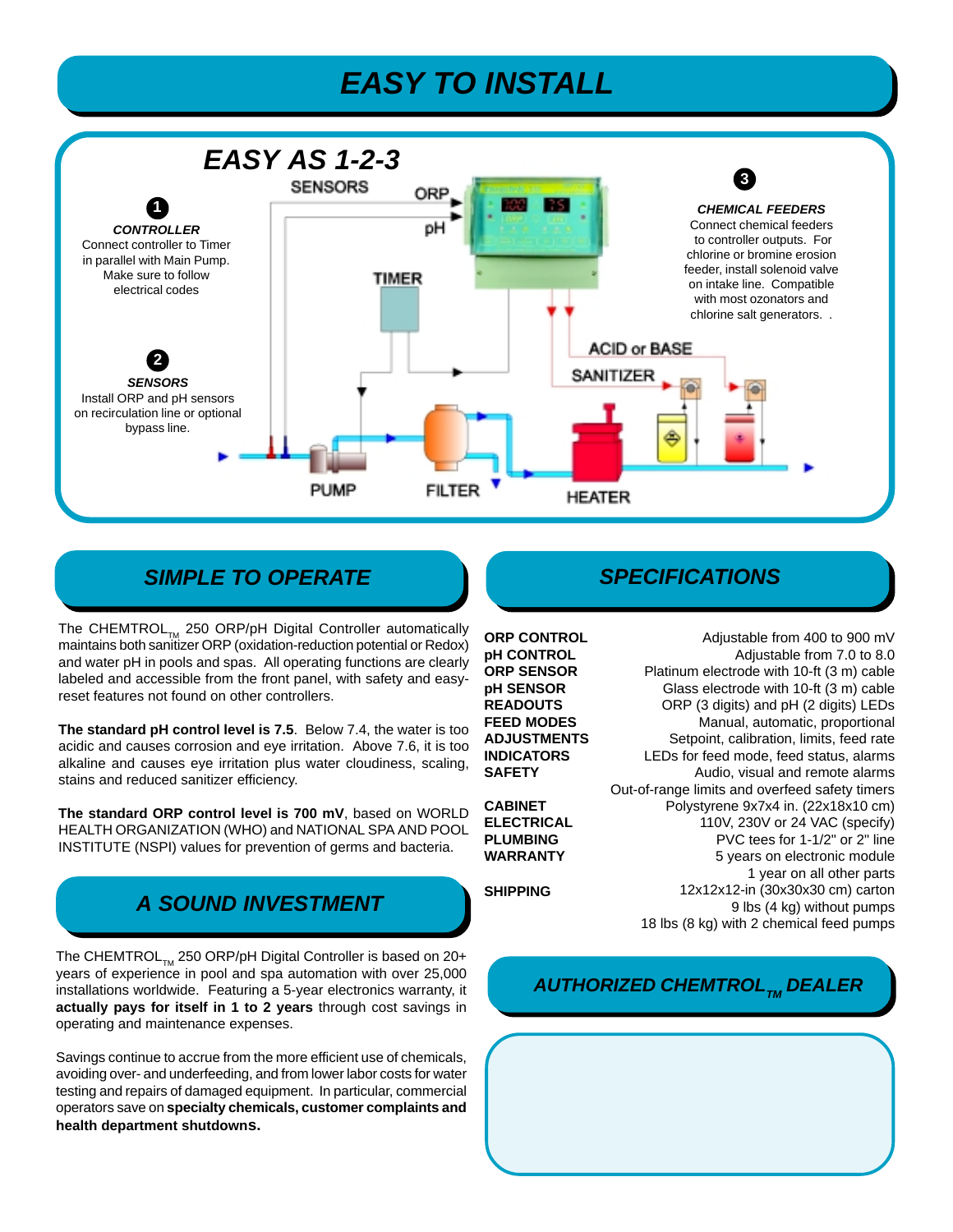# EASY TO INSTALL

## EASY AS 1-2-3

SENSORS

ORP

pH

TIMER

ACID or BASE

SANITIZER

PUMP

FILTER

HEATER

**1**

***CONTROLLER***

Connect controller to Timer in parallel with Main Pump. Make sure to follow electrical codes

**2**

***SENSORS***

Install ORP and pH sensors on recirculation line or optional bypass line.

**3**

***CHEMICAL FEEDERS***

Connect chemical feeders to controller outputs. For chlorine or bromine erosion feeder, install solenoid valve on intake line. Compatible with most ozonators and chlorine salt generators. .

## SIMPLE TO OPERATE

The CHEMTROL$_{TM}$ 250 ORP/pH Digital Controller automatically maintains both sanitizer ORP (oxidation-reduction potential or Redox) and water pH in pools and spas. All operating functions are clearly labeled and accessible from the front panel, with safety and easy-reset features not found on other controllers.

**The standard pH control level is 7.5**. Below 7.4, the water is too acidic and causes corrosion and eye irritation. Above 7.6, it is too alkaline and causes eye irritation plus water cloudiness, scaling, stains and reduced sanitizer efficiency.

**The standard ORP control level is 700 mV**, based on WORLD HEALTH ORGANIZATION (WHO) and NATIONAL SPA AND POOL INSTITUTE (NSPI) values for prevention of germs and bacteria.

## A SOUND INVESTMENT

The CHEMTROL$_{TM}$ 250 ORP/pH Digital Controller is based on 20+ years of experience in pool and spa automation with over 25,000 installations worldwide. Featuring a 5-year electronics warranty, it **actually pays for itself in 1 to 2 years** through cost savings in operating and maintenance expenses.

Savings continue to accrue from the more efficient use of chemicals, avoiding over- and underfeeding, and from lower labor costs for water testing and repairs of damaged equipment. In particular, commercial operators save on **specialty chemicals, customer complaints and health department shutdowns.**

## SPECIFICATIONS

| | |
|---|---|
| **ORP CONTROL** | Adjustable from 400 to 900 mV |
| **pH CONTROL** | Adjustable from 7.0 to 8.0 |
| **ORP SENSOR** | Platinum electrode with 10-ft (3 m) cable |
| **pH SENSOR** | Glass electrode with 10-ft (3 m) cable |
| **READOUTS** | ORP (3 digits) and pH (2 digits) LEDs |
| **FEED MODES** | Manual, automatic, proportional |
| **ADJUSTMENTS** | Setpoint, calibration, limits, feed rate |
| **INDICATORS** | LEDs for feed mode, feed status, alarms |
| **SAFETY** | Audio, visual and remote alarms<br>Out-of-range limits and overfeed safety timers |
| **CABINET** | Polystyrene 9x7x4 in. (22x18x10 cm) |
| **ELECTRICAL** | 110V, 230V or 24 VAC (specify) |
| **PLUMBING** | PVC tees for 1-1/2" or 2" line |
| **WARRANTY** | 5 years on electronic module<br>1 year on all other parts |
| **SHIPPING** | 12x12x12-in (30x30x30 cm) carton<br>9 lbs (4 kg) without pumps<br>18 lbs (8 kg) with 2 chemical feed pumps |

## AUTHORIZED CHEMTROL$_{TM}$ DEALER